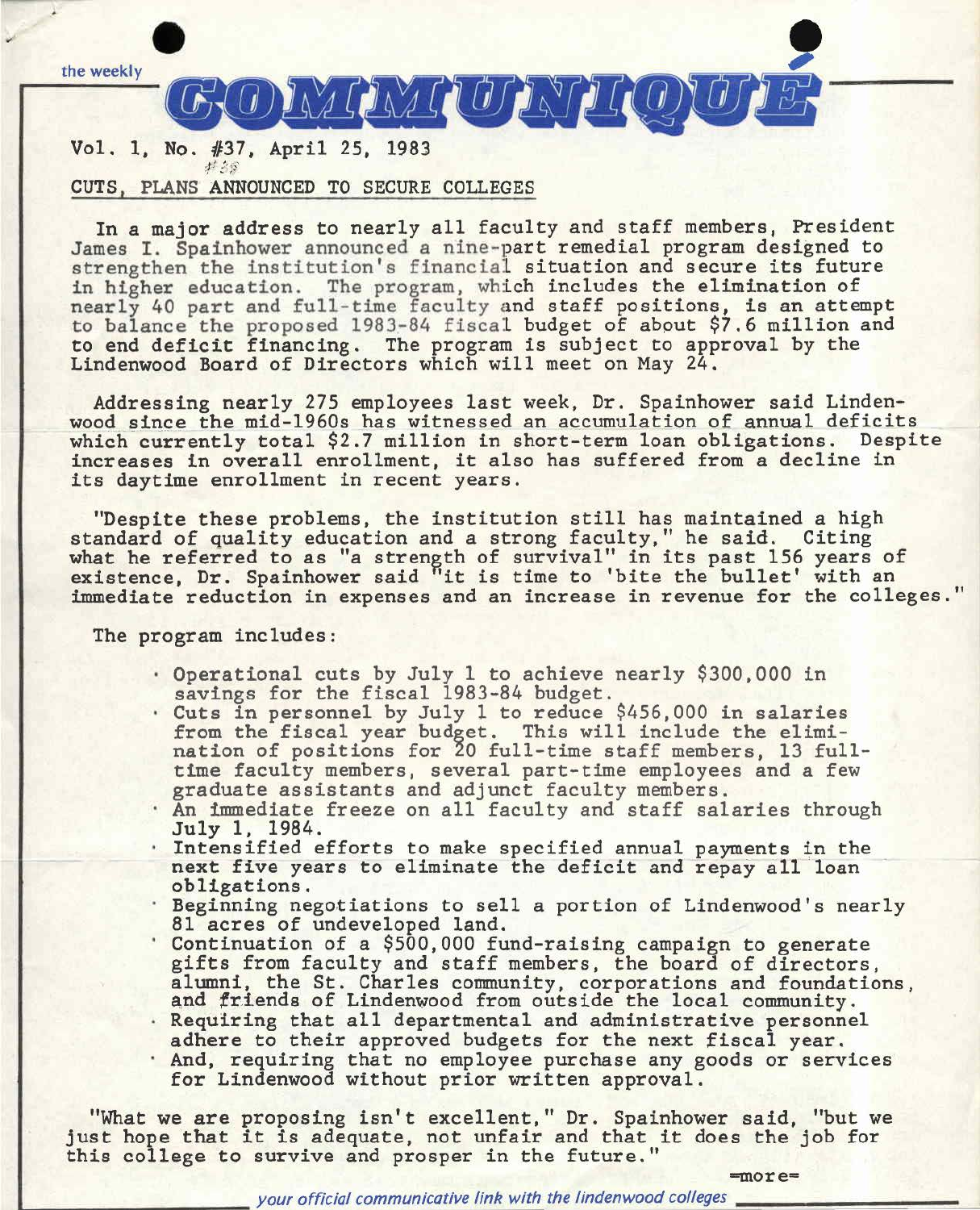the weekly

# COMMUNIQUÉ

Vol. 1, No. #37, April 25, 1983

## CUTS, PLANS ANNOUNCED TO SECURE COLLEGES

In a major address to nearly all faculty and staff members, President James I. Spainhower announced a nine-part remedial program designed to strengthen the institution's financial situation and secure its future in higher education. The program, which includes the elimination of nearly 40 part and full-time faculty and staff positions, is an attempt to balance the proposed 1983-84 fiscal budget of about $7.6 million and to end deficit financing. The program is subject to approval by the Lindenwood Board of Directors which will meet on May 24.

Addressing nearly 275 employees last week, Dr. Spainhower said Lindenwood since the mid-1960s has witnessed an accumulation of annual deficits which currently total $2.7 million in short-term loan obligations. Despite increases in overall enrollment, it also has suffered from a decline in its daytime enrollment in recent years.

"Despite these problems, the institution still has maintained a high standard of quality education and a strong faculty," he said. Citing what he referred to as "a strength of survival" in its past 156 years of existence, Dr. Spainhower said "it is time to 'bite the bullet' with an immediate reduction in expenses and an increase in revenue for the colleges."

The program includes:

- Operational cuts by July 1 to achieve nearly $300,000 in savings for the fiscal 1983-84 budget.
- Cuts in personnel by July 1 to reduce $456,000 in salaries from the fiscal year budget. This will include the elimination of positions for 20 full-time staff members, 13 full-time faculty members, several part-time employees and a few graduate assistants and adjunct faculty members.
- An immediate freeze on all faculty and staff salaries through July 1, 1984.
- Intensified efforts to make specified annual payments in the next five years to eliminate the deficit and repay all loan obligations.
- Beginning negotiations to sell a portion of Lindenwood's nearly 81 acres of undeveloped land.
- Continuation of a $500,000 fund-raising campaign to generate gifts from faculty and staff members, the board of directors, alumni, the St. Charles community, corporations and foundations, and friends of Lindenwood from outside the local community.
- Requiring that all departmental and administrative personnel adhere to their approved budgets for the next fiscal year.
- And, requiring that no employee purchase any goods or services for Lindenwood without prior written approval.

"What we are proposing isn't excellent," Dr. Spainhower said, "but we just hope that it is adequate, not unfair and that it does the job for this college to survive and prosper in the future."

=more=

*your official communicative link with the lindenwood colleges*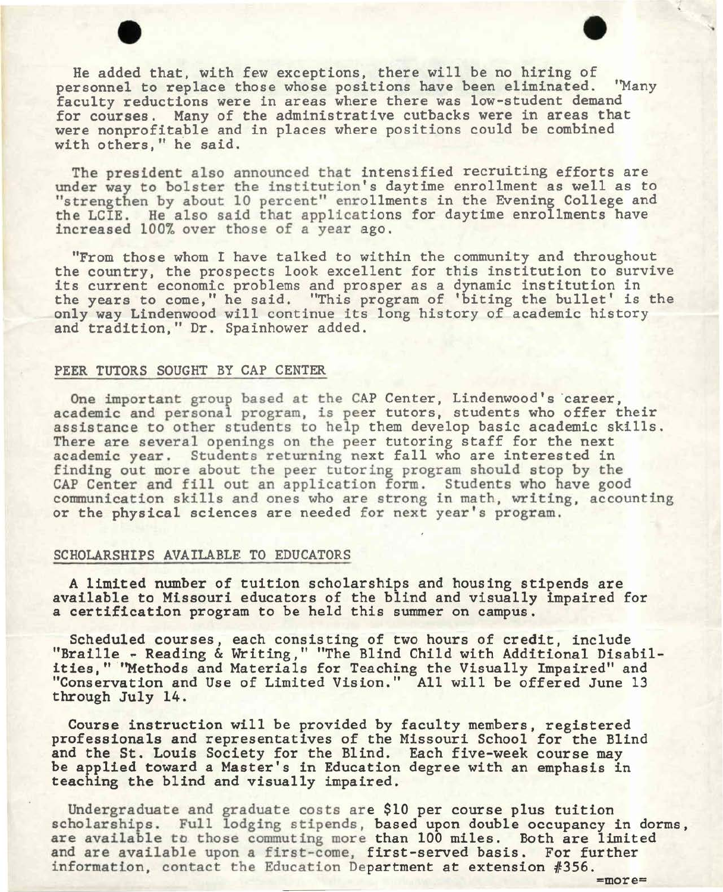He added that, with few exceptions, there will be no hiring of personnel to replace those whose positions have been eliminated. "Many faculty reductions were in areas where there was low-student demand for courses. Many of the administrative cutbacks were in areas that were nonprofitable and in places where positions could be combined with others," he said.

The president also announced that intensified recruiting efforts are under way to bolster the institution's daytime enrollment as well as to "strengthen by about 10 percent" enrollments in the Evening College and the LCIE. He also said that applications for daytime enrollments have increased 100% over those of a year ago.

"From those whom I have talked to within the community and throughout the country, the prospects look excellent for this institution to survive its current economic problems and prosper as a dynamic institution in the years to come," he said. "This program of 'biting the bullet' is the only way Lindenwood will continue its long history of academic history and tradition," Dr. Spainhower added.

## PEER TUTORS SOUGHT BY CAP CENTER

One important group based at the CAP Center, Lindenwood's career, academic and personal program, is peer tutors, students who offer their assistance to other students to help them develop basic academic skills. There are several openings on the peer tutoring staff for the next academic year. Students returning next fall who are interested in finding out more about the peer tutoring program should stop by the CAP Center and fill out an application form. Students who have good communication skills and ones who are strong in math, writing, accounting or the physical sciences are needed for next year's program.

## SCHOLARSHIPS AVAILABLE TO EDUCATORS

A limited number of tuition scholarships and housing stipends are available to Missouri educators of the blind and visually impaired for a certification program to be held this summer on campus.

Scheduled courses, each consisting of two hours of credit, include "Braille - Reading & Writing," "The Blind Child with Additional Disabilities," "Methods and Materials for Teaching the Visually Impaired" and "Conservation and Use of Limited Vision." All will be offered June 13 through July 14.

Course instruction will be provided by faculty members, registered professionals and representatives of the Missouri School for the Blind and the St. Louis Society for the Blind. Each five-week course may be applied toward a Master's in Education degree with an emphasis in teaching the blind and visually impaired.

Undergraduate and graduate costs are $10 per course plus tuition scholarships. Full lodging stipends, based upon double occupancy in dorms, are available to those commuting more than 100 miles. Both are limited and are available upon a first-come, first-served basis. For further information, contact the Education Department at extension #356.

=more=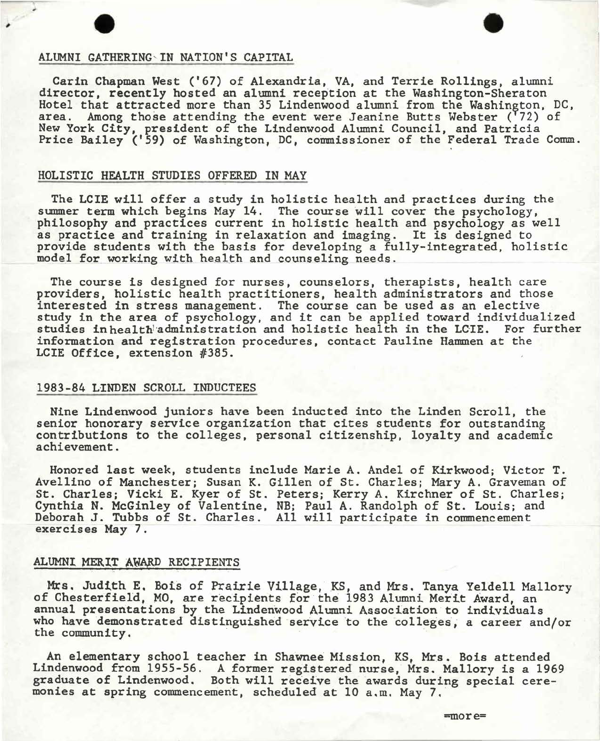## ALUMNI GATHERING IN NATION'S CAPITAL

Carin Chapman West ('67) of Alexandria, VA, and Terrie Rollings, alumni director, recently hosted an alumni reception at the Washington-Sheraton Hotel that attracted more than 35 Lindenwood alumni from the Washington, DC, area. Among those attending the event were Jeanine Butts Webster ('72) of New York City, president of the Lindenwood Alumni Council, and Patricia Price Bailey ('59) of Washington, DC, commissioner of the Federal Trade Comm.

## HOLISTIC HEALTH STUDIES OFFERED IN MAY

The LCIE will offer a study in holistic health and practices during the summer term which begins May 14. The course will cover the psychology, philosophy and practices current in holistic health and psychology as well as practice and training in relaxation and imaging. It is designed to provide students with the basis for developing a fully-integrated, holistic model for working with health and counseling needs.

The course is designed for nurses, counselors, therapists, health care providers, holistic health practitioners, health administrators and those interested in stress management. The course can be used as an elective study in the area of psychology, and it can be applied toward individualized studies in health administration and holistic health in the LCIE. For further information and registration procedures, contact Pauline Hammen at the LCIE Office, extension #385.

## 1983-84 LINDEN SCROLL INDUCTEES

Nine Lindenwood juniors have been inducted into the Linden Scroll, the senior honorary service organization that cites students for outstanding contributions to the colleges, personal citizenship, loyalty and academic achievement.

Honored last week, students include Marie A. Andel of Kirkwood; Victor T. Avellino of Manchester; Susan K. Gillen of St. Charles; Mary A. Graveman of St. Charles; Vicki E. Kyer of St. Peters; Kerry A. Kirchner of St. Charles; Cynthia N. McGinley of Valentine, NB; Paul A. Randolph of St. Louis; and Deborah J. Tubbs of St. Charles. All will participate in commencement exercises May 7.

## ALUMNI MERIT AWARD RECIPIENTS

Mrs. Judith E. Bois of Prairie Village, KS, and Mrs. Tanya Yeldell Mallory of Chesterfield, MO, are recipients for the 1983 Alumni Merit Award, an annual presentations by the Lindenwood Alumni Association to individuals who have demonstrated distinguished service to the colleges, a career and/or the community.

An elementary school teacher in Shawnee Mission, KS, Mrs. Bois attended Lindenwood from 1955-56. A former registered nurse, Mrs. Mallory is a 1969 graduate of Lindenwood. Both will receive the awards during special ceremonies at spring commencement, scheduled at 10 a.m. May 7.

=more=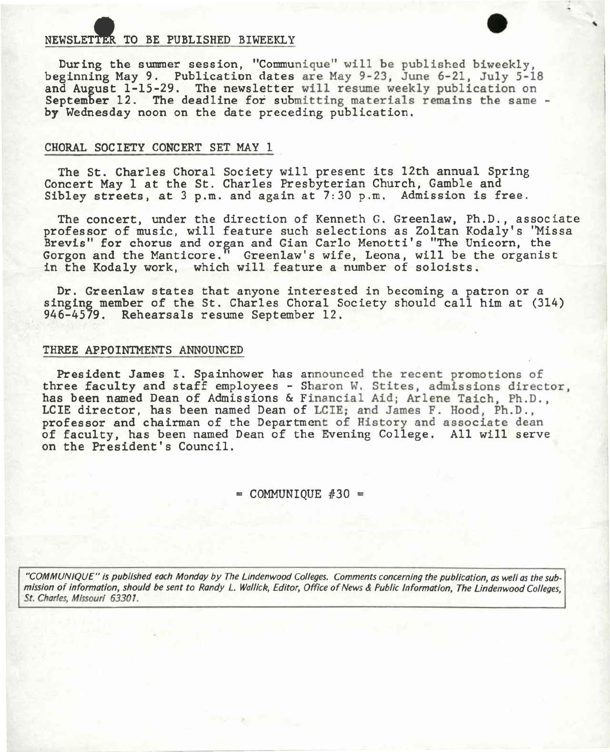## NEWSLETTER TO BE PUBLISHED BIWEEKLY

During the summer session, "Communique" will be published biweekly, beginning May 9. Publication dates are May 9-23, June 6-21, July 5-18 and August 1-15-29. The newsletter will resume weekly publication on September 12. The deadline for submitting materials remains the same - by Wednesday noon on the date preceding publication.

## CHORAL SOCIETY CONCERT SET MAY 1

The St. Charles Choral Society will present its 12th annual Spring Concert May 1 at the St. Charles Presbyterian Church, Gamble and Sibley streets, at 3 p.m. and again at 7:30 p.m. Admission is free.

The concert, under the direction of Kenneth G. Greenlaw, Ph.D., associate professor of music, will feature such selections as Zoltan Kodaly's "Missa Brevis" for chorus and organ and Gian Carlo Menotti's "The Unicorn, the Gorgon and the Manticore." Greenlaw's wife, Leona, will be the organist in the Kodaly work, which will feature a number of soloists.

Dr. Greenlaw states that anyone interested in becoming a patron or a singing member of the St. Charles Choral Society should call him at (314) 946-4579. Rehearsals resume September 12.

## THREE APPOINTMENTS ANNOUNCED

President James I. Spainhower has announced the recent promotions of three faculty and staff employees - Sharon W. Stites, admissions director, has been named Dean of Admissions & Financial Aid; Arlene Taich, Ph.D., LCIE director, has been named Dean of LCIE; and James F. Hood, Ph.D., professor and chairman of the Department of History and associate dean of faculty, has been named Dean of the Evening College. All will serve on the President's Council.

= COMMUNIQUE #30 =

*"COMMUNIQUE" is published each Monday by The Lindenwood Colleges. Comments concerning the publication, as well as the submission of information, should be sent to Randy L. Wallick, Editor, Office of News & Public Information, The Lindenwood Colleges, St. Charles, Missouri 63301.*